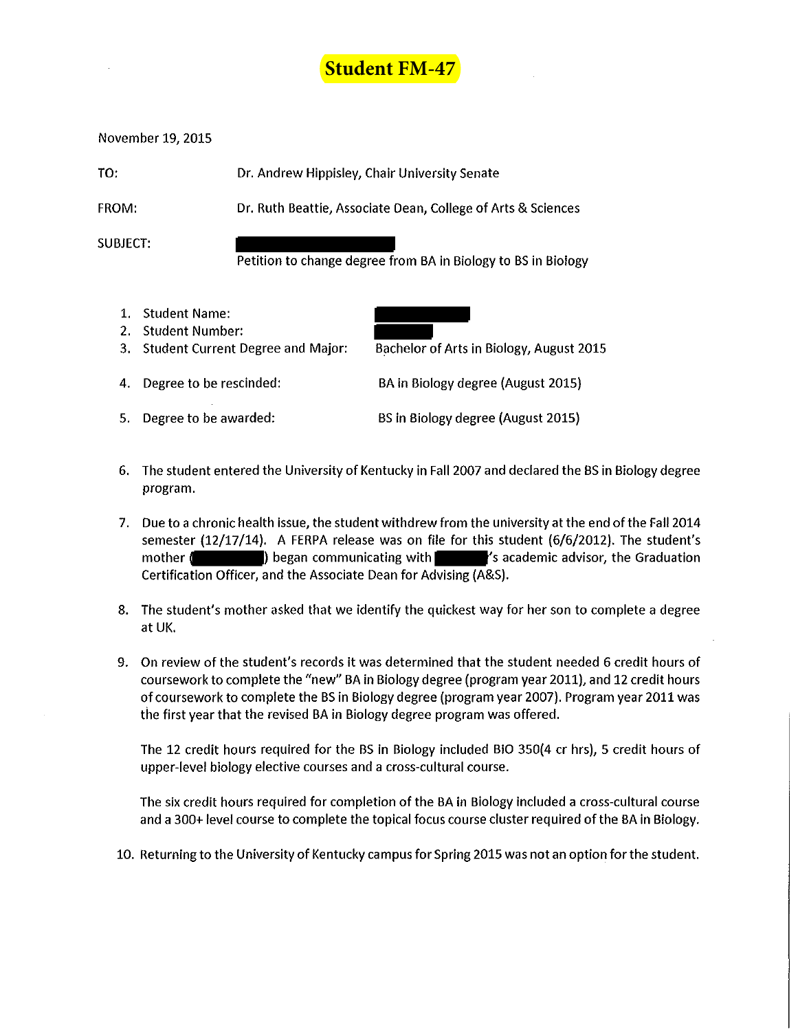# Student FM-47

November 19, 2015

TO: Dr. Andrew Hippisley, Chair University Senate

FROM: Dr. Ruth Beattie, Associate Dean, College of Arts & Sciences

SUBJECT: ██████████
Petition to change degree from BA in Biology to BS in Biology

1. Student Name: ██████████
2. Student Number: ██████
3. Student Current Degree and Major: Bachelor of Arts in Biology, August 2015
4. Degree to be rescinded: BA in Biology degree (August 2015)
5. Degree to be awarded: BS in Biology degree (August 2015)
6. The student entered the University of Kentucky in Fall 2007 and declared the BS in Biology degree program.
7. Due to a chronic health issue, the student withdrew from the university at the end of the Fall 2014 semester (12/17/14). A FERPA release was on file for this student (6/6/2012). The student's mother (██████) began communicating with ██████'s academic advisor, the Graduation Certification Officer, and the Associate Dean for Advising (A&S).
8. The student's mother asked that we identify the quickest way for her son to complete a degree at UK.
9. On review of the student's records it was determined that the student needed 6 credit hours of coursework to complete the "new" BA in Biology degree (program year 2011), and 12 credit hours of coursework to complete the BS in Biology degree (program year 2007). Program year 2011 was the first year that the revised BA in Biology degree program was offered.

   The 12 credit hours required for the BS in Biology included BIO 350(4 cr hrs), 5 credit hours of upper-level biology elective courses and a cross-cultural course.

   The six credit hours required for completion of the BA in Biology included a cross-cultural course and a 300+ level course to complete the topical focus course cluster required of the BA in Biology.

10. Returning to the University of Kentucky campus for Spring 2015 was not an option for the student.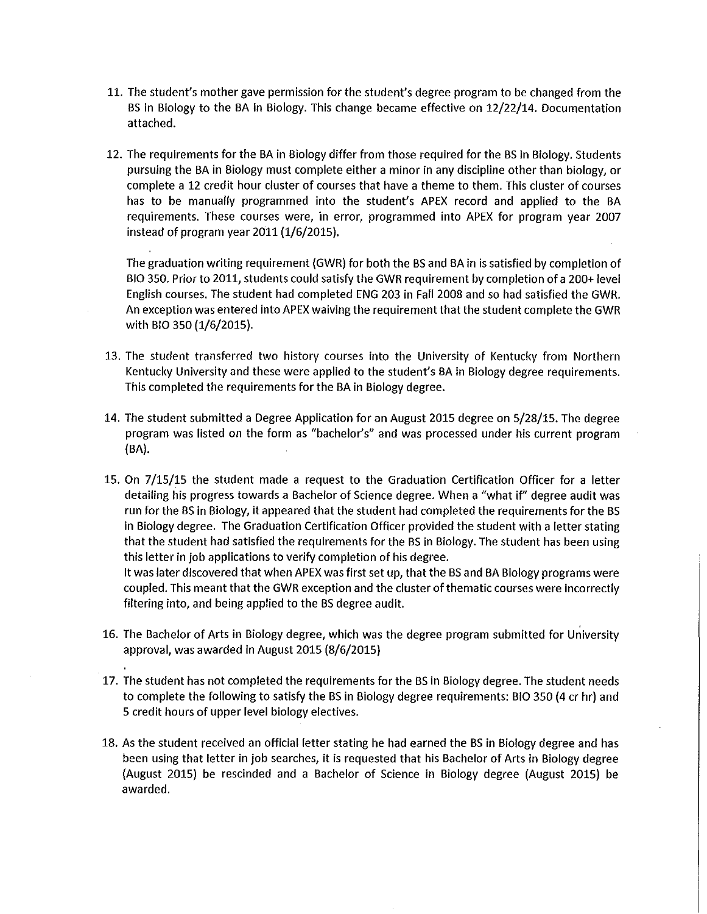11. The student's mother gave permission for the student's degree program to be changed from the BS in Biology to the BA in Biology. This change became effective on 12/22/14. Documentation attached.

12. The requirements for the BA in Biology differ from those required for the BS in Biology. Students pursuing the BA in Biology must complete either a minor in any discipline other than biology, or complete a 12 credit hour cluster of courses that have a theme to them. This cluster of courses has to be manually programmed into the student's APEX record and applied to the BA requirements. These courses were, in error, programmed into APEX for program year 2007 instead of program year 2011 (1/6/2015).

    The graduation writing requirement (GWR) for both the BS and BA in is satisfied by completion of BIO 350. Prior to 2011, students could satisfy the GWR requirement by completion of a 200+ level English courses. The student had completed ENG 203 in Fall 2008 and so had satisfied the GWR. An exception was entered into APEX waiving the requirement that the student complete the GWR with BIO 350 (1/6/2015).

13. The student transferred two history courses into the University of Kentucky from Northern Kentucky University and these were applied to the student's BA in Biology degree requirements. This completed the requirements for the BA in Biology degree.

14. The student submitted a Degree Application for an August 2015 degree on 5/28/15. The degree program was listed on the form as "bachelor's" and was processed under his current program (BA).

15. On 7/15/15 the student made a request to the Graduation Certification Officer for a letter detailing his progress towards a Bachelor of Science degree. When a "what if" degree audit was run for the BS in Biology, it appeared that the student had completed the requirements for the BS in Biology degree. The Graduation Certification Officer provided the student with a letter stating that the student had satisfied the requirements for the BS in Biology. The student has been using this letter in job applications to verify completion of his degree.
    It was later discovered that when APEX was first set up, that the BS and BA Biology programs were coupled. This meant that the GWR exception and the cluster of thematic courses were incorrectly filtering into, and being applied to the BS degree audit.

16. The Bachelor of Arts in Biology degree, which was the degree program submitted for University approval, was awarded in August 2015 (8/6/2015)

17. The student has not completed the requirements for the BS in Biology degree. The student needs to complete the following to satisfy the BS in Biology degree requirements: BIO 350 (4 cr hr) and 5 credit hours of upper level biology electives.

18. As the student received an official letter stating he had earned the BS in Biology degree and has been using that letter in job searches, it is requested that his Bachelor of Arts in Biology degree (August 2015) be rescinded and a Bachelor of Science in Biology degree (August 2015) be awarded.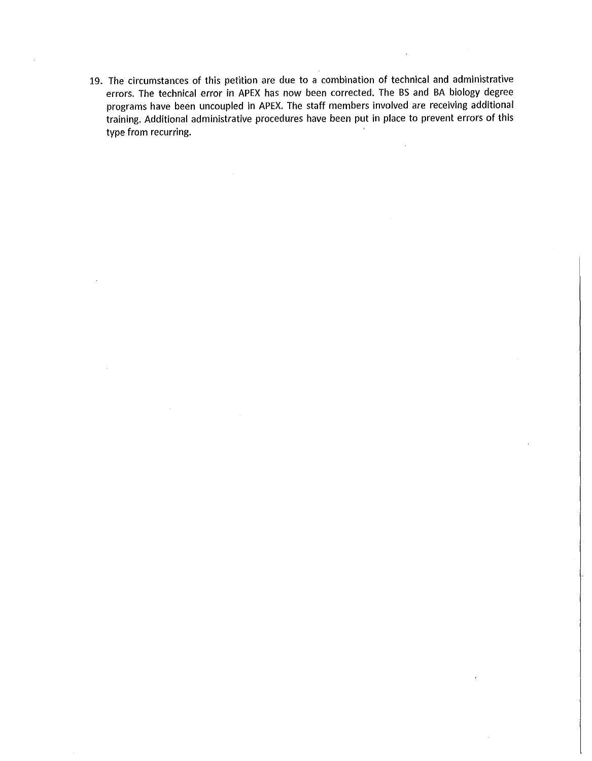19. The circumstances of this petition are due to a combination of technical and administrative errors. The technical error in APEX has now been corrected. The BS and BA biology degree programs have been uncoupled in APEX. The staff members involved are receiving additional training. Additional administrative procedures have been put in place to prevent errors of this type from recurring.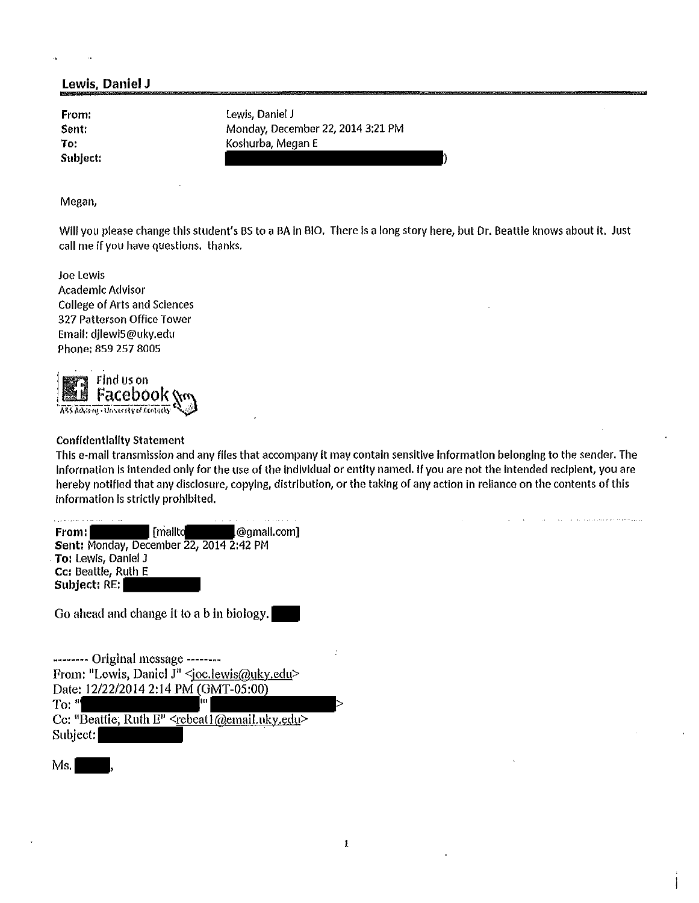## Lewis, Daniel J

| | |
|---|---|
| **From:** | Lewis, Daniel J |
| **Sent:** | Monday, December 22, 2014 3:21 PM |
| **To:** | Koshurba, Megan E |
| **Subject:** | [REDACTED]) |

Megan,

Will you please change this student's BS to a BA in BIO. There is a long story here, but Dr. Beattie knows about it. Just call me if you have questions. thanks.

Joe Lewis
Academic Advisor
College of Arts and Sciences
327 Patterson Office Tower
Email: djlewi5@uky.edu
Phone: 859 257 8005

Find us on Facebook
A&S Advising · University of Kentucky

**Confidentiality Statement**
This e-mail transmission and any files that accompany it may contain sensitive information belonging to the sender. The information is intended only for the use of the individual or entity named. If you are not the intended recipient, you are hereby notified that any disclosure, copying, distribution, or the taking of any action in reliance on the contents of this information is strictly prohibited.

---

**From:** [REDACTED] [mailto:[REDACTED]@gmail.com]
**Sent:** Monday, December 22, 2014 2:42 PM
**To:** Lewis, Daniel J
**Cc:** Beattie, Ruth E
**Subject:** RE: [REDACTED]

Go ahead and change it to a b in biology. [REDACTED]

-------- Original message --------
From: "Lewis, Daniel J" <joe.lewis@uky.edu>
Date: 12/22/2014 2:14 PM (GMT-05:00)
To: "[REDACTED]" [REDACTED]>
Cc: "Beattie, Ruth E" <rebeat1@email.uky.edu>
Subject: [REDACTED]

Ms. [REDACTED],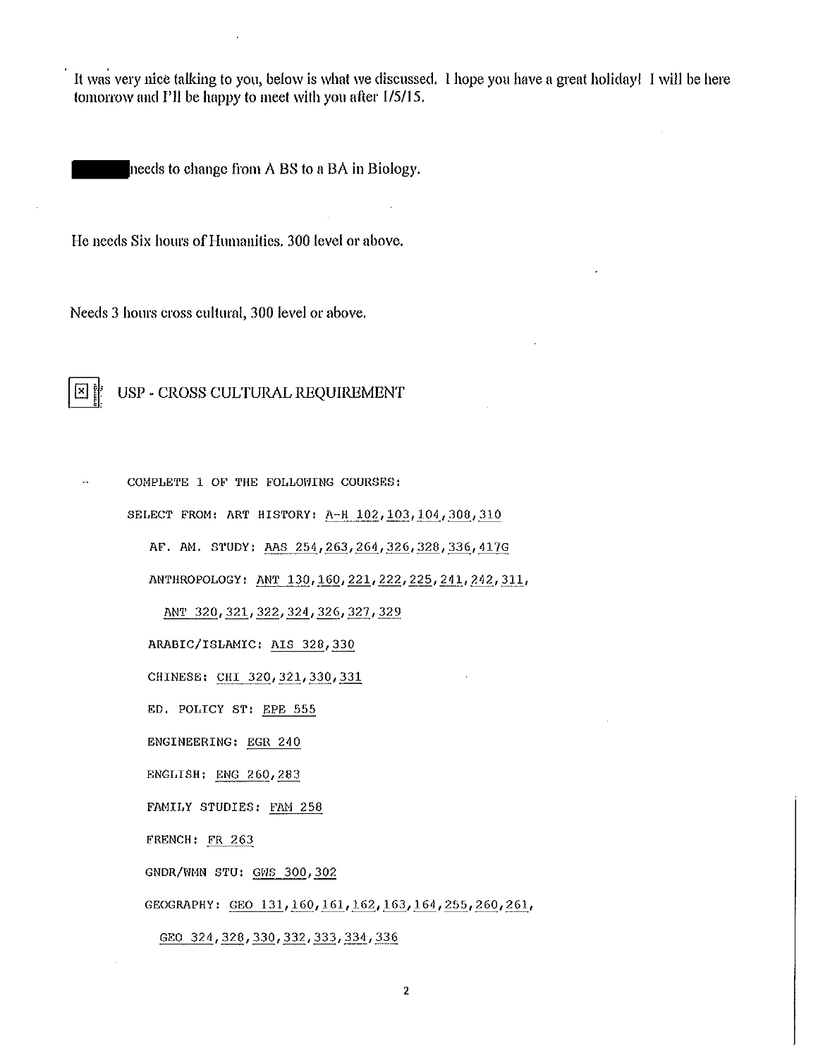It was very nice talking to you, below is what we discussed. I hope you have a great holiday! I will be here tomorrow and I'll be happy to meet with you after 1/5/15.

█████ needs to change from A BS to a BA in Biology.

He needs Six hours of Humanities. 300 level or above.

Needs 3 hours cross cultural, 300 level or above.

USP - CROSS CULTURAL REQUIREMENT

```
-    COMPLETE 1 OF THE FOLLOWING COURSES:
     SELECT FROM: ART HISTORY: A-H 102,103,104,308,310
        AF. AM. STUDY: AAS 254,263,264,326,328,336,417G
        ANTHROPOLOGY: ANT 130,160,221,222,225,241,242,311,
          ANT 320,321,322,324,326,327,329
        ARABIC/ISLAMIC: AIS 328,330
        CHINESE: CHI 320,321,330,331
        ED. POLICY ST: EPE 555
        ENGINEERING: EGR 240
        ENGLISH: ENG 260,283
        FAMILY STUDIES: FAM 258
        FRENCH: FR 263
        GNDR/WMN STU: GWS 300,302
        GEOGRAPHY: GEO 131,160,161,162,163,164,255,260,261,
          GEO 324,328,330,332,333,334,336
```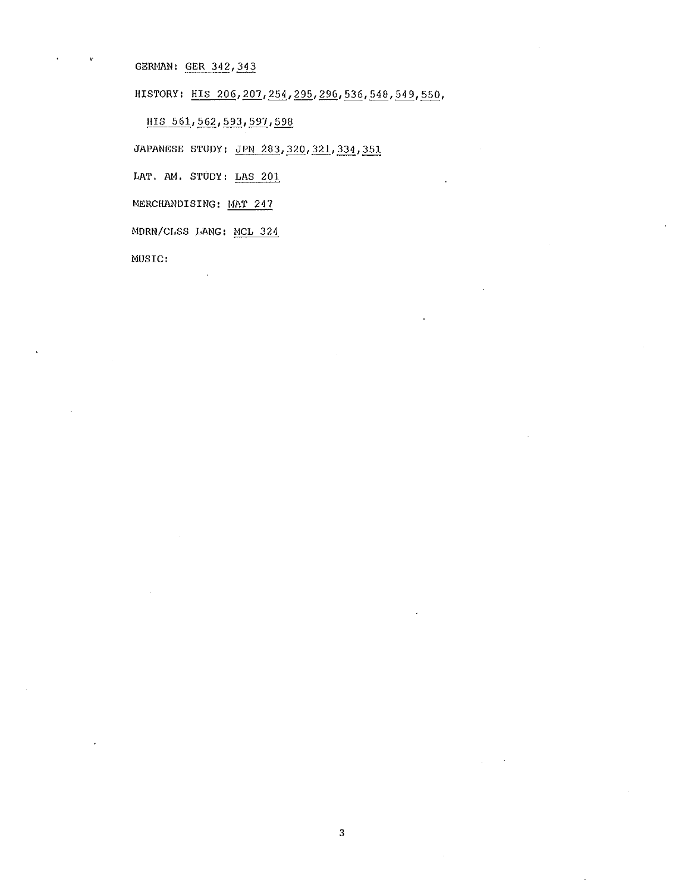GERMAN: GER 342, 343

HISTORY: HIS 206, 207, 254, 295, 296, 536, 548, 549, 550,

HIS 561, 562, 593, 597, 598

JAPANESE STUDY: JPN 283, 320, 321, 334, 351

LAT. AM. STUDY: LAS 201

MERCHANDISING: MAT 247

MDRN/CLSS LANG: MCL 324

MUSIC: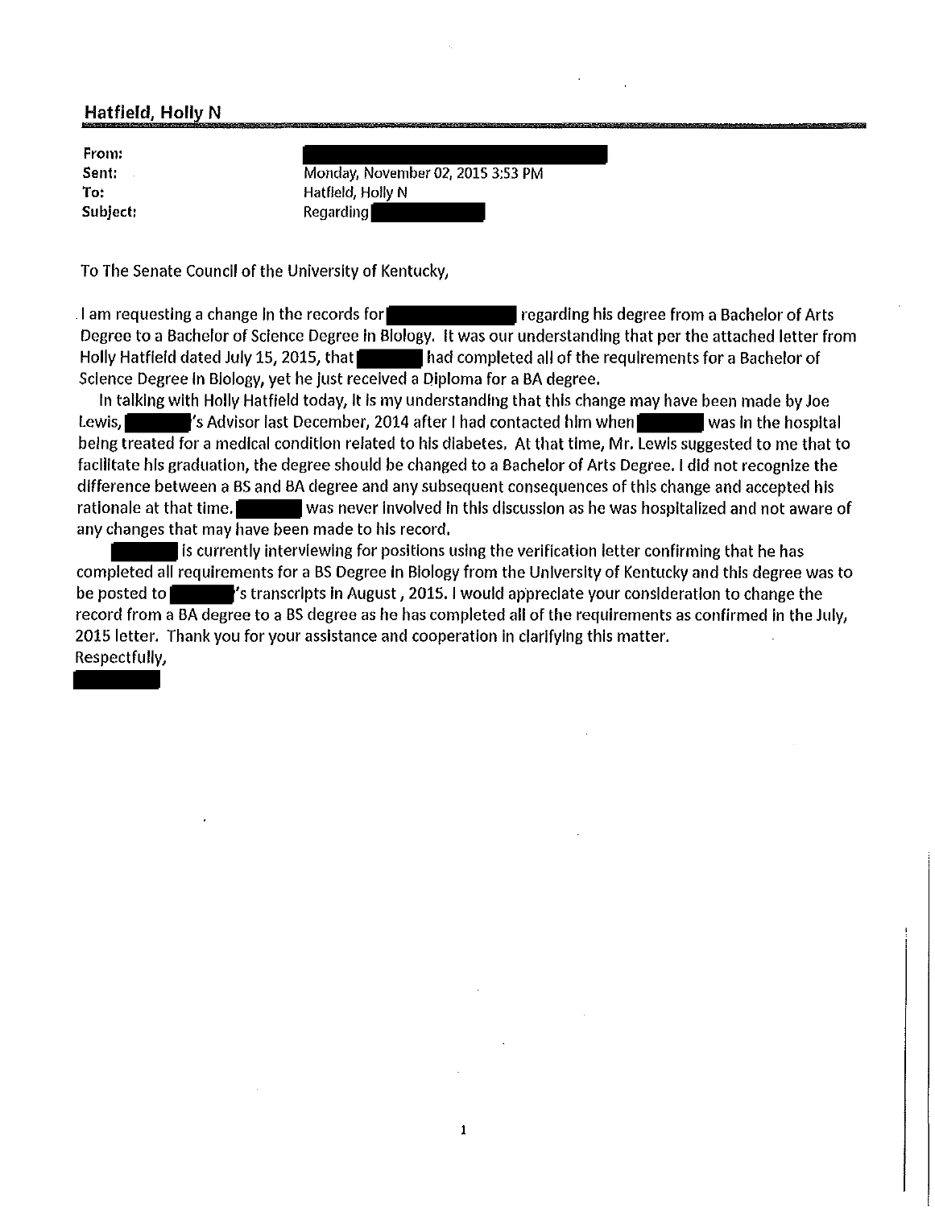## Hatfield, Holly N

**From:** [REDACTED]
**Sent:** Monday, November 02, 2015 3:53 PM
**To:** Hatfield, Holly N
**Subject:** Regarding [REDACTED]

To The Senate Council of the University of Kentucky,

I am requesting a change in the records for [REDACTED] regarding his degree from a Bachelor of Arts Degree to a Bachelor of Science Degree in Biology. It was our understanding that per the attached letter from Holly Hatfield dated July 15, 2015, that [REDACTED] had completed all of the requirements for a Bachelor of Science Degree in Biology, yet he just received a Diploma for a BA degree.

In talking with Holly Hatfield today, it is my understanding that this change may have been made by Joe Lewis, [REDACTED]'s Advisor last December, 2014 after I had contacted him when [REDACTED] was in the hospital being treated for a medical condition related to his diabetes. At that time, Mr. Lewis suggested to me that to facilitate his graduation, the degree should be changed to a Bachelor of Arts Degree. I did not recognize the difference between a BS and BA degree and any subsequent consequences of this change and accepted his rationale at that time. [REDACTED] was never involved in this discussion as he was hospitalized and not aware of any changes that may have been made to his record.

[REDACTED] is currently interviewing for positions using the verification letter confirming that he has completed all requirements for a BS Degree in Biology from the University of Kentucky and this degree was to be posted to [REDACTED]'s transcripts in August, 2015. I would appreciate your consideration to change the record from a BA degree to a BS degree as he has completed all of the requirements as confirmed in the July, 2015 letter. Thank you for your assistance and cooperation in clarifying this matter.

Respectfully,

[REDACTED]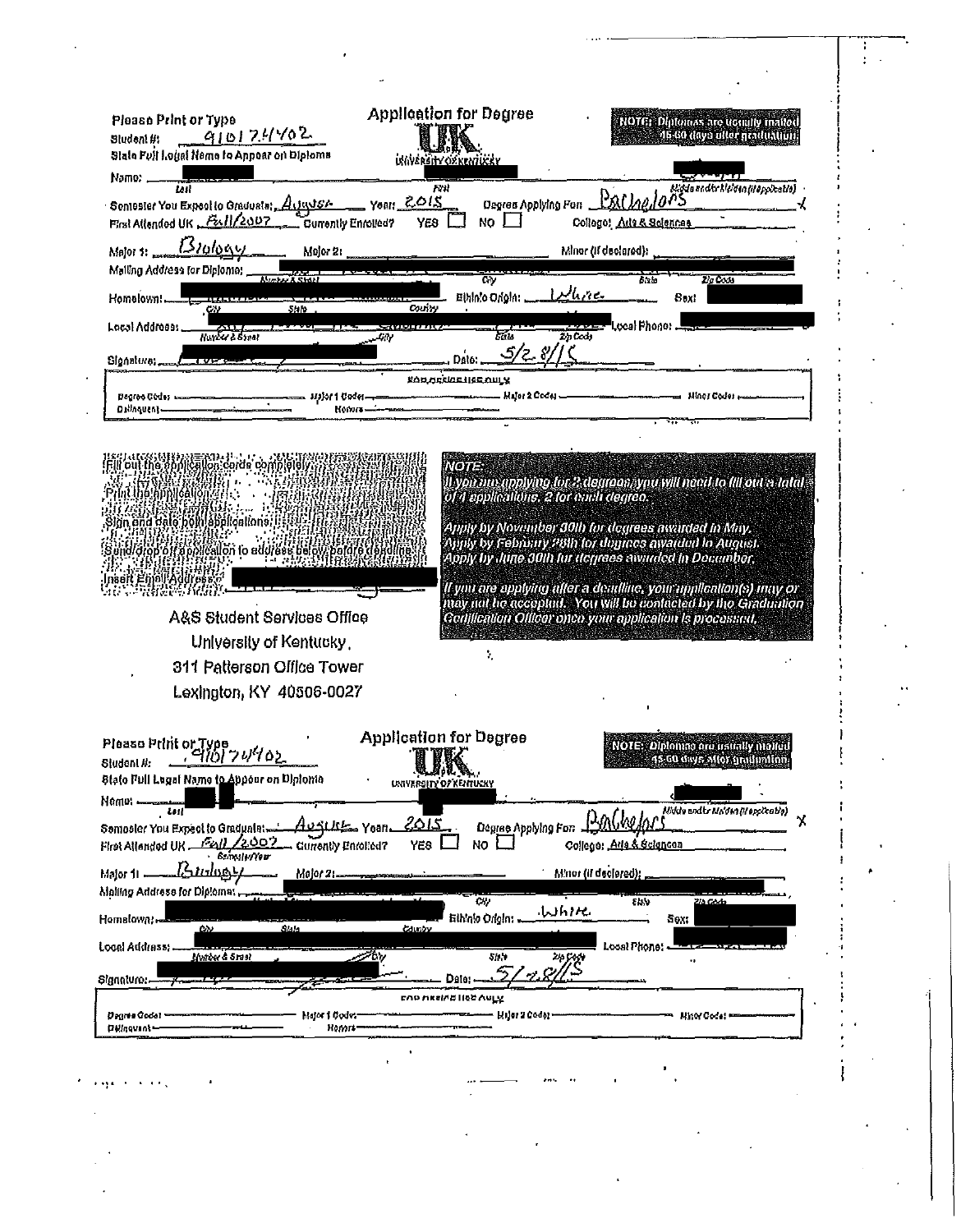Please Print or Type

**Application for Degree**

UK
UNIVERSITY OF KENTUCKY

**NOTE: Diplomas are usually mailed 45-60 days after graduation.**

Student #: 910174402

State Full Legal Name to Appear on Diploma

Name: [REDACTED] (Last) [REDACTED] (First) [REDACTED] (Middle and/or Maiden (if applicable))

Semester You Expect to Graduate: August Year: 2015 Degree Applying For: Bachelors

First Attended UK: Fall/2007 Currently Enrolled? YES ☐ NO ☐ College: Arts & Sciences

Major 1: Biology Major 2: \_\_\_\_ Minor (if declared): \_\_\_\_

Mailing Address for Diploma: [REDACTED] (Number & Street, City, State, Zip Code)

Hometown: [REDACTED] (City, State, County) Ethnic Origin: White Sex: [REDACTED]

Local Address: [REDACTED] (Number & Street, City, State, Zip Code) Local Phone: [REDACTED]

Signature: [REDACTED] Date: 5/28/15

FOR OFFICE USE ONLY

Degree Code: \_\_\_\_ Major 1 Code: \_\_\_\_ Major 2 Code: \_\_\_\_ Minor Code: \_\_\_\_

Delinquent: \_\_\_\_ Honors: \_\_\_\_

---

Fill out the application cards completely.

Print the application.

Sign and date both applications.

Send/drop off application to address below before deadline.

Insert Email Address: [REDACTED]

A&S Student Services Office
University of Kentucky,
311 Patterson Office Tower
Lexington, KY 40506-0027

**NOTE:**

*If you are applying for 2 degrees, you will need to fill out a total of 4 applications, 2 for each degree.*

*Apply by November 30th for degrees awarded in May.*
*Apply by February 28th for degrees awarded in August.*
*Apply by June 30th for degrees awarded in December.*

*If you are applying after a deadline, your application(s) may or may not be accepted. You will be contacted by the Graduation Certification Officer once your application is processed.*

---

Please Print or Type

**Application for Degree**

UK
UNIVERSITY OF KENTUCKY

**NOTE: Diplomas are usually mailed 45-60 days after graduation.**

Student #: 910174402

State Full Legal Name to Appear on Diploma

Name: [REDACTED] (Last) [REDACTED] (Middle and/or Maiden (if applicable))

Semester You Expect to Graduate: August Year: 2015 Degree Applying For: Bachelors

First Attended UK: Fall/2007 (Semester/Year) Currently Enrolled? YES ☐ NO ☐ College: Arts & Sciences

Major 1: Biology Major 2: \_\_\_\_ Minor (if declared): \_\_\_\_

Mailing Address for Diploma: [REDACTED] (Number & Street, City, State, Zip Code)

Hometown: [REDACTED] (City, State, County) Ethnic Origin: White Sex: [REDACTED]

Local Address: [REDACTED] (Number & Street, City, State, Zip Code) Local Phone: [REDACTED]

Signature: [REDACTED] Date: 5/28/15

FOR OFFICE USE ONLY

Degree Code: \_\_\_\_ Major 1 Code: \_\_\_\_ Major 2 Code: \_\_\_\_ Minor Code: \_\_\_\_

Delinquent: \_\_\_\_ Honors: \_\_\_\_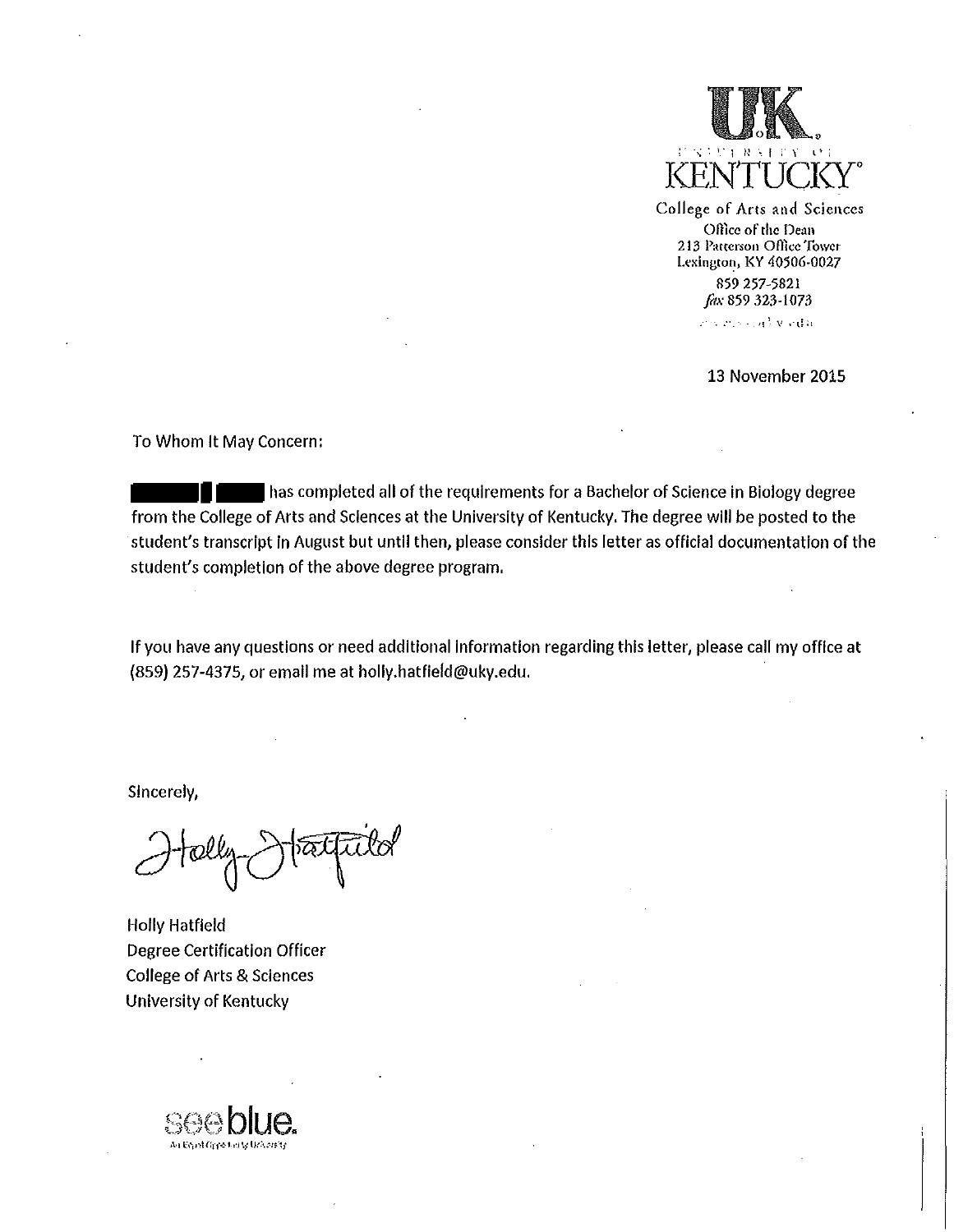UNIVERSITY OF KENTUCKY

College of Arts and Sciences
Office of the Dean
213 Patterson Office Tower
Lexington, KY 40506-0027
859 257-5821
*fax* 859 323-1073

13 November 2015

To Whom It May Concern:

███ █ ███ has completed all of the requirements for a Bachelor of Science in Biology degree from the College of Arts and Sciences at the University of Kentucky. The degree will be posted to the student's transcript in August but until then, please consider this letter as official documentation of the student's completion of the above degree program.

If you have any questions or need additional information regarding this letter, please call my office at (859) 257-4375, or email me at holly.hatfield@uky.edu.

Sincerely,

Holly Hatfield

Holly Hatfield
Degree Certification Officer
College of Arts & Sciences
University of Kentucky

see blue.